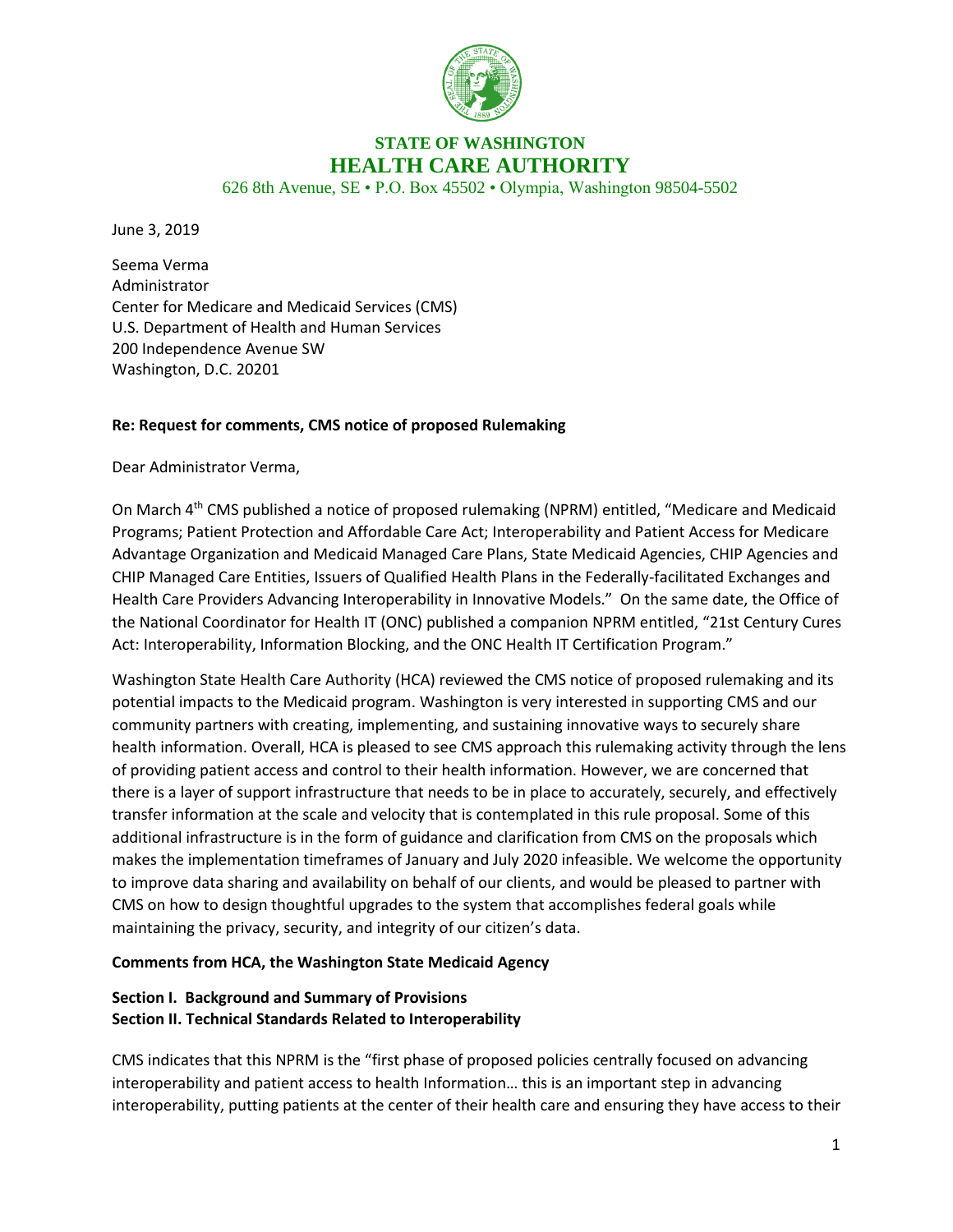**STATE OF WASHINGTON**
**HEALTH CARE AUTHORITY**
626 8th Avenue, SE • P.O. Box 45502 • Olympia, Washington 98504-5502

June 3, 2019

Seema Verma
Administrator
Center for Medicare and Medicaid Services (CMS)
U.S. Department of Health and Human Services
200 Independence Avenue SW
Washington, D.C. 20201

**Re: Request for comments, CMS notice of proposed Rulemaking**

Dear Administrator Verma,

On March 4th CMS published a notice of proposed rulemaking (NPRM) entitled, "Medicare and Medicaid Programs; Patient Protection and Affordable Care Act; Interoperability and Patient Access for Medicare Advantage Organization and Medicaid Managed Care Plans, State Medicaid Agencies, CHIP Agencies and CHIP Managed Care Entities, Issuers of Qualified Health Plans in the Federally-facilitated Exchanges and Health Care Providers Advancing Interoperability in Innovative Models." On the same date, the Office of the National Coordinator for Health IT (ONC) published a companion NPRM entitled, "21st Century Cures Act: Interoperability, Information Blocking, and the ONC Health IT Certification Program."

Washington State Health Care Authority (HCA) reviewed the CMS notice of proposed rulemaking and its potential impacts to the Medicaid program. Washington is very interested in supporting CMS and our community partners with creating, implementing, and sustaining innovative ways to securely share health information. Overall, HCA is pleased to see CMS approach this rulemaking activity through the lens of providing patient access and control to their health information. However, we are concerned that there is a layer of support infrastructure that needs to be in place to accurately, securely, and effectively transfer information at the scale and velocity that is contemplated in this rule proposal. Some of this additional infrastructure is in the form of guidance and clarification from CMS on the proposals which makes the implementation timeframes of January and July 2020 infeasible. We welcome the opportunity to improve data sharing and availability on behalf of our clients, and would be pleased to partner with CMS on how to design thoughtful upgrades to the system that accomplishes federal goals while maintaining the privacy, security, and integrity of our citizen's data.

**Comments from HCA, the Washington State Medicaid Agency**

**Section I. Background and Summary of Provisions**
**Section II. Technical Standards Related to Interoperability**

CMS indicates that this NPRM is the "first phase of proposed policies centrally focused on advancing interoperability and patient access to health Information… this is an important step in advancing interoperability, putting patients at the center of their health care and ensuring they have access to their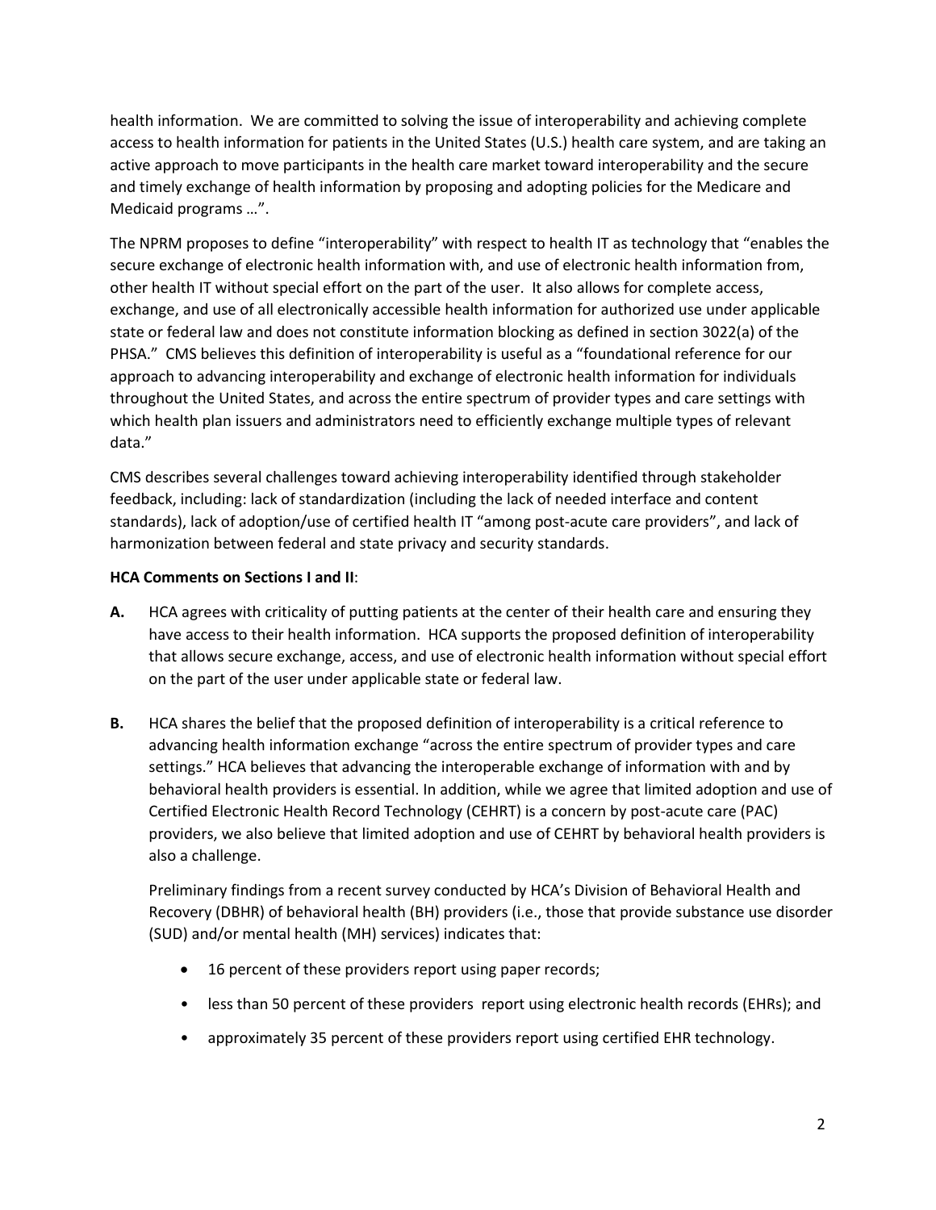health information. We are committed to solving the issue of interoperability and achieving complete access to health information for patients in the United States (U.S.) health care system, and are taking an active approach to move participants in the health care market toward interoperability and the secure and timely exchange of health information by proposing and adopting policies for the Medicare and Medicaid programs …".

The NPRM proposes to define "interoperability" with respect to health IT as technology that "enables the secure exchange of electronic health information with, and use of electronic health information from, other health IT without special effort on the part of the user. It also allows for complete access, exchange, and use of all electronically accessible health information for authorized use under applicable state or federal law and does not constitute information blocking as defined in section 3022(a) of the PHSA." CMS believes this definition of interoperability is useful as a "foundational reference for our approach to advancing interoperability and exchange of electronic health information for individuals throughout the United States, and across the entire spectrum of provider types and care settings with which health plan issuers and administrators need to efficiently exchange multiple types of relevant data."

CMS describes several challenges toward achieving interoperability identified through stakeholder feedback, including: lack of standardization (including the lack of needed interface and content standards), lack of adoption/use of certified health IT "among post-acute care providers", and lack of harmonization between federal and state privacy and security standards.

**HCA Comments on Sections I and II**:

**A.** HCA agrees with criticality of putting patients at the center of their health care and ensuring they have access to their health information. HCA supports the proposed definition of interoperability that allows secure exchange, access, and use of electronic health information without special effort on the part of the user under applicable state or federal law.

**B.** HCA shares the belief that the proposed definition of interoperability is a critical reference to advancing health information exchange "across the entire spectrum of provider types and care settings." HCA believes that advancing the interoperable exchange of information with and by behavioral health providers is essential. In addition, while we agree that limited adoption and use of Certified Electronic Health Record Technology (CEHRT) is a concern by post-acute care (PAC) providers, we also believe that limited adoption and use of CEHRT by behavioral health providers is also a challenge.

Preliminary findings from a recent survey conducted by HCA's Division of Behavioral Health and Recovery (DBHR) of behavioral health (BH) providers (i.e., those that provide substance use disorder (SUD) and/or mental health (MH) services) indicates that:

- 16 percent of these providers report using paper records;
- less than 50 percent of these providers report using electronic health records (EHRs); and
- approximately 35 percent of these providers report using certified EHR technology.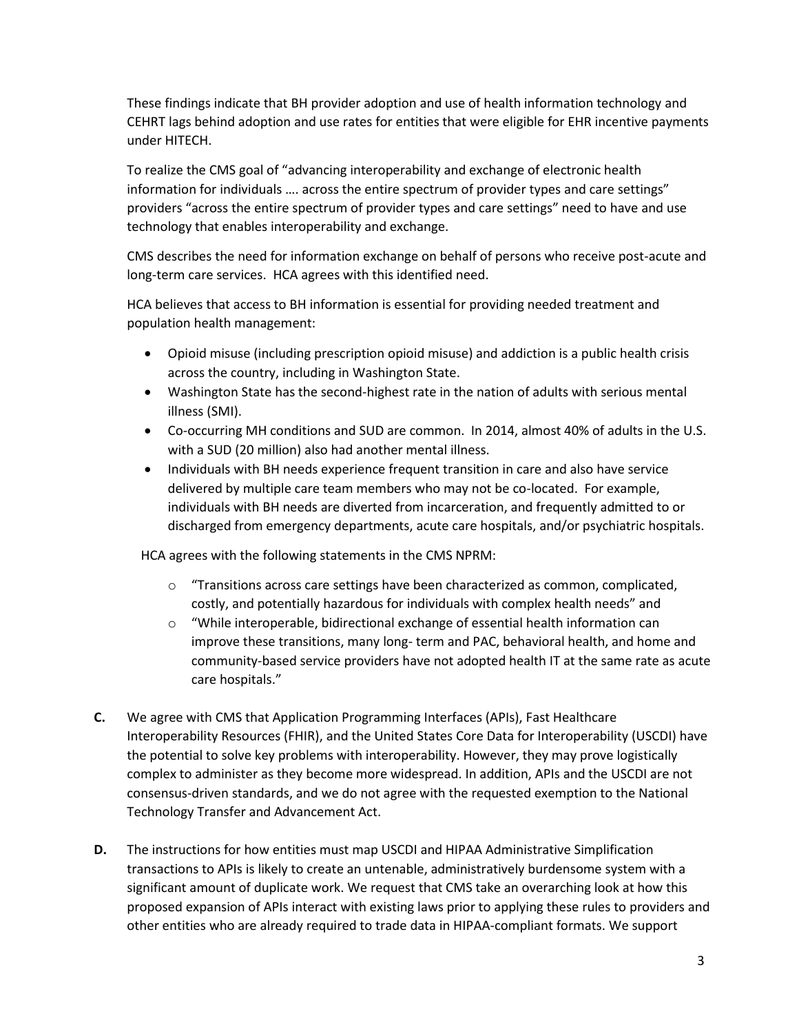These findings indicate that BH provider adoption and use of health information technology and CEHRT lags behind adoption and use rates for entities that were eligible for EHR incentive payments under HITECH.

To realize the CMS goal of "advancing interoperability and exchange of electronic health information for individuals …. across the entire spectrum of provider types and care settings" providers "across the entire spectrum of provider types and care settings" need to have and use technology that enables interoperability and exchange.

CMS describes the need for information exchange on behalf of persons who receive post-acute and long-term care services. HCA agrees with this identified need.

HCA believes that access to BH information is essential for providing needed treatment and population health management:

- Opioid misuse (including prescription opioid misuse) and addiction is a public health crisis across the country, including in Washington State.
- Washington State has the second-highest rate in the nation of adults with serious mental illness (SMI).
- Co-occurring MH conditions and SUD are common. In 2014, almost 40% of adults in the U.S. with a SUD (20 million) also had another mental illness.
- Individuals with BH needs experience frequent transition in care and also have service delivered by multiple care team members who may not be co-located. For example, individuals with BH needs are diverted from incarceration, and frequently admitted to or discharged from emergency departments, acute care hospitals, and/or psychiatric hospitals.

HCA agrees with the following statements in the CMS NPRM:

- "Transitions across care settings have been characterized as common, complicated, costly, and potentially hazardous for individuals with complex health needs" and
- "While interoperable, bidirectional exchange of essential health information can improve these transitions, many long- term and PAC, behavioral health, and home and community-based service providers have not adopted health IT at the same rate as acute care hospitals."

**C.** We agree with CMS that Application Programming Interfaces (APIs), Fast Healthcare Interoperability Resources (FHIR), and the United States Core Data for Interoperability (USCDI) have the potential to solve key problems with interoperability. However, they may prove logistically complex to administer as they become more widespread. In addition, APIs and the USCDI are not consensus-driven standards, and we do not agree with the requested exemption to the National Technology Transfer and Advancement Act.

**D.** The instructions for how entities must map USCDI and HIPAA Administrative Simplification transactions to APIs is likely to create an untenable, administratively burdensome system with a significant amount of duplicate work. We request that CMS take an overarching look at how this proposed expansion of APIs interact with existing laws prior to applying these rules to providers and other entities who are already required to trade data in HIPAA-compliant formats. We support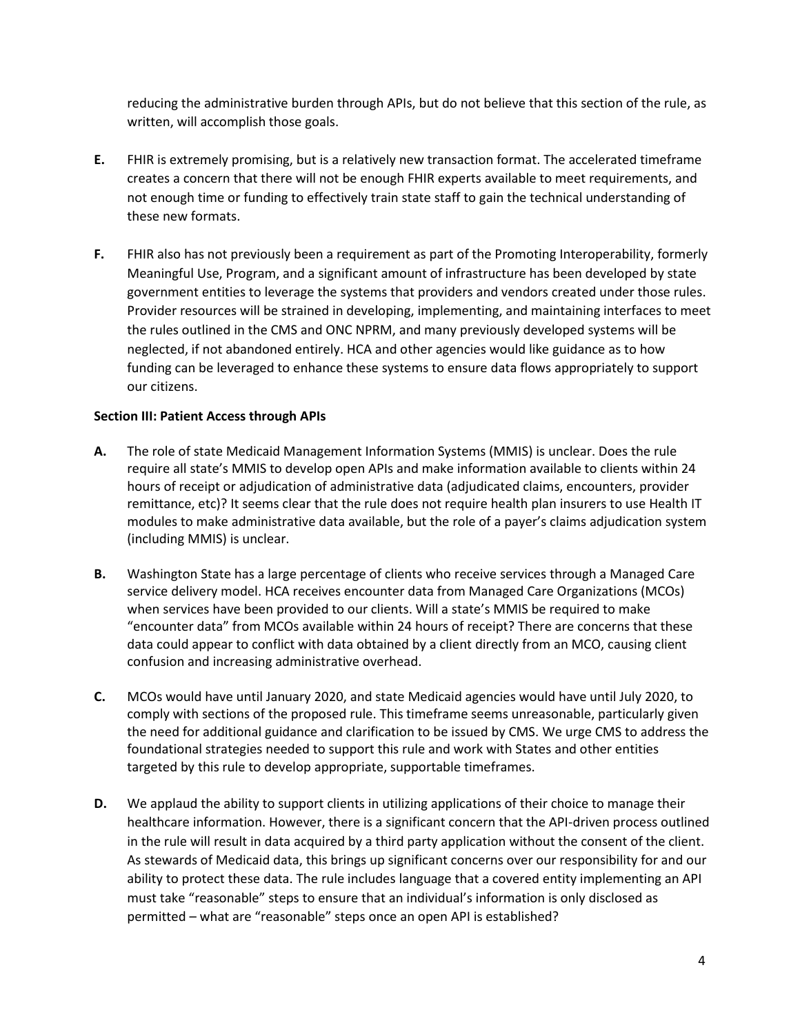reducing the administrative burden through APIs, but do not believe that this section of the rule, as written, will accomplish those goals.

**E.** FHIR is extremely promising, but is a relatively new transaction format. The accelerated timeframe creates a concern that there will not be enough FHIR experts available to meet requirements, and not enough time or funding to effectively train state staff to gain the technical understanding of these new formats.

**F.** FHIR also has not previously been a requirement as part of the Promoting Interoperability, formerly Meaningful Use, Program, and a significant amount of infrastructure has been developed by state government entities to leverage the systems that providers and vendors created under those rules. Provider resources will be strained in developing, implementing, and maintaining interfaces to meet the rules outlined in the CMS and ONC NPRM, and many previously developed systems will be neglected, if not abandoned entirely. HCA and other agencies would like guidance as to how funding can be leveraged to enhance these systems to ensure data flows appropriately to support our citizens.

**Section III: Patient Access through APIs**

**A.** The role of state Medicaid Management Information Systems (MMIS) is unclear. Does the rule require all state's MMIS to develop open APIs and make information available to clients within 24 hours of receipt or adjudication of administrative data (adjudicated claims, encounters, provider remittance, etc)? It seems clear that the rule does not require health plan insurers to use Health IT modules to make administrative data available, but the role of a payer's claims adjudication system (including MMIS) is unclear.

**B.** Washington State has a large percentage of clients who receive services through a Managed Care service delivery model. HCA receives encounter data from Managed Care Organizations (MCOs) when services have been provided to our clients. Will a state's MMIS be required to make "encounter data" from MCOs available within 24 hours of receipt? There are concerns that these data could appear to conflict with data obtained by a client directly from an MCO, causing client confusion and increasing administrative overhead.

**C.** MCOs would have until January 2020, and state Medicaid agencies would have until July 2020, to comply with sections of the proposed rule. This timeframe seems unreasonable, particularly given the need for additional guidance and clarification to be issued by CMS. We urge CMS to address the foundational strategies needed to support this rule and work with States and other entities targeted by this rule to develop appropriate, supportable timeframes.

**D.** We applaud the ability to support clients in utilizing applications of their choice to manage their healthcare information. However, there is a significant concern that the API-driven process outlined in the rule will result in data acquired by a third party application without the consent of the client. As stewards of Medicaid data, this brings up significant concerns over our responsibility for and our ability to protect these data. The rule includes language that a covered entity implementing an API must take "reasonable" steps to ensure that an individual's information is only disclosed as permitted – what are "reasonable" steps once an open API is established?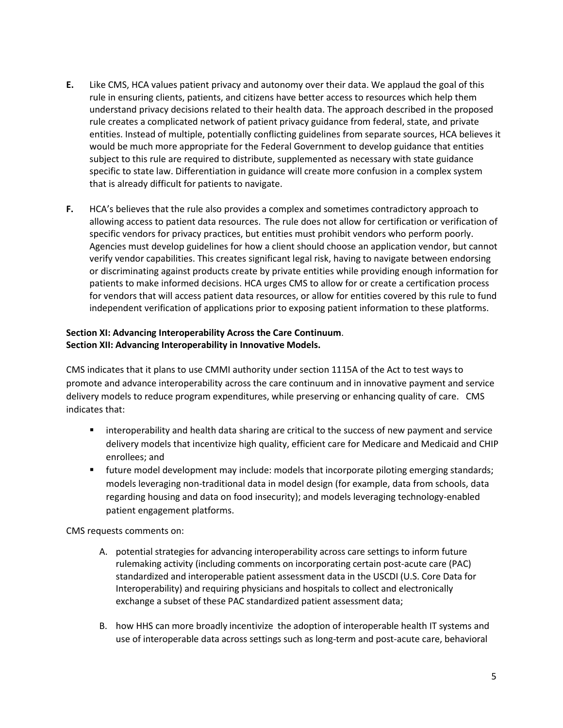**E.** Like CMS, HCA values patient privacy and autonomy over their data. We applaud the goal of this rule in ensuring clients, patients, and citizens have better access to resources which help them understand privacy decisions related to their health data. The approach described in the proposed rule creates a complicated network of patient privacy guidance from federal, state, and private entities. Instead of multiple, potentially conflicting guidelines from separate sources, HCA believes it would be much more appropriate for the Federal Government to develop guidance that entities subject to this rule are required to distribute, supplemented as necessary with state guidance specific to state law. Differentiation in guidance will create more confusion in a complex system that is already difficult for patients to navigate.

**F.** HCA's believes that the rule also provides a complex and sometimes contradictory approach to allowing access to patient data resources. The rule does not allow for certification or verification of specific vendors for privacy practices, but entities must prohibit vendors who perform poorly. Agencies must develop guidelines for how a client should choose an application vendor, but cannot verify vendor capabilities. This creates significant legal risk, having to navigate between endorsing or discriminating against products create by private entities while providing enough information for patients to make informed decisions. HCA urges CMS to allow for or create a certification process for vendors that will access patient data resources, or allow for entities covered by this rule to fund independent verification of applications prior to exposing patient information to these platforms.

**Section XI: Advancing Interoperability Across the Care Continuum.**
**Section XII: Advancing Interoperability in Innovative Models.**

CMS indicates that it plans to use CMMI authority under section 1115A of the Act to test ways to promote and advance interoperability across the care continuum and in innovative payment and service delivery models to reduce program expenditures, while preserving or enhancing quality of care. CMS indicates that:

- interoperability and health data sharing are critical to the success of new payment and service delivery models that incentivize high quality, efficient care for Medicare and Medicaid and CHIP enrollees; and
- future model development may include: models that incorporate piloting emerging standards; models leveraging non-traditional data in model design (for example, data from schools, data regarding housing and data on food insecurity); and models leveraging technology-enabled patient engagement platforms.

CMS requests comments on:

A. potential strategies for advancing interoperability across care settings to inform future rulemaking activity (including comments on incorporating certain post-acute care (PAC) standardized and interoperable patient assessment data in the USCDI (U.S. Core Data for Interoperability) and requiring physicians and hospitals to collect and electronically exchange a subset of these PAC standardized patient assessment data;

B. how HHS can more broadly incentivize the adoption of interoperable health IT systems and use of interoperable data across settings such as long-term and post-acute care, behavioral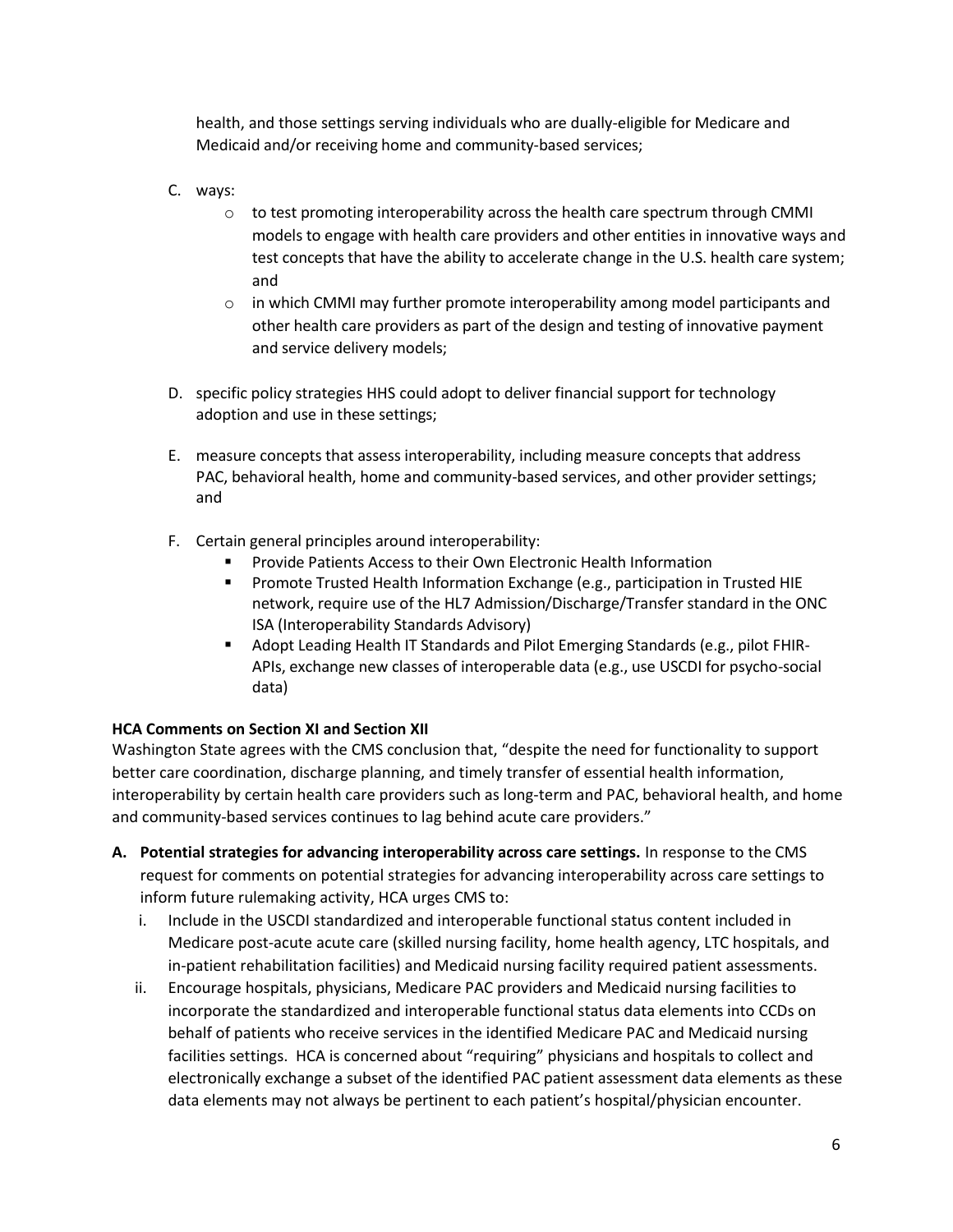health, and those settings serving individuals who are dually-eligible for Medicare and Medicaid and/or receiving home and community-based services;

C. ways:
   - to test promoting interoperability across the health care spectrum through CMMI models to engage with health care providers and other entities in innovative ways and test concepts that have the ability to accelerate change in the U.S. health care system; and
   - in which CMMI may further promote interoperability among model participants and other health care providers as part of the design and testing of innovative payment and service delivery models;

D. specific policy strategies HHS could adopt to deliver financial support for technology adoption and use in these settings;

E. measure concepts that assess interoperability, including measure concepts that address PAC, behavioral health, home and community-based services, and other provider settings; and

F. Certain general principles around interoperability:
   - Provide Patients Access to their Own Electronic Health Information
   - Promote Trusted Health Information Exchange (e.g., participation in Trusted HIE network, require use of the HL7 Admission/Discharge/Transfer standard in the ONC ISA (Interoperability Standards Advisory)
   - Adopt Leading Health IT Standards and Pilot Emerging Standards (e.g., pilot FHIR-APIs, exchange new classes of interoperable data (e.g., use USCDI for psycho-social data)

**HCA Comments on Section XI and Section XII**

Washington State agrees with the CMS conclusion that, "despite the need for functionality to support better care coordination, discharge planning, and timely transfer of essential health information, interoperability by certain health care providers such as long-term and PAC, behavioral health, and home and community-based services continues to lag behind acute care providers."

**A. Potential strategies for advancing interoperability across care settings.** In response to the CMS request for comments on potential strategies for advancing interoperability across care settings to inform future rulemaking activity, HCA urges CMS to:

   i. Include in the USCDI standardized and interoperable functional status content included in Medicare post-acute acute care (skilled nursing facility, home health agency, LTC hospitals, and in-patient rehabilitation facilities) and Medicaid nursing facility required patient assessments.

   ii. Encourage hospitals, physicians, Medicare PAC providers and Medicaid nursing facilities to incorporate the standardized and interoperable functional status data elements into CCDs on behalf of patients who receive services in the identified Medicare PAC and Medicaid nursing facilities settings. HCA is concerned about "requiring" physicians and hospitals to collect and electronically exchange a subset of the identified PAC patient assessment data elements as these data elements may not always be pertinent to each patient's hospital/physician encounter.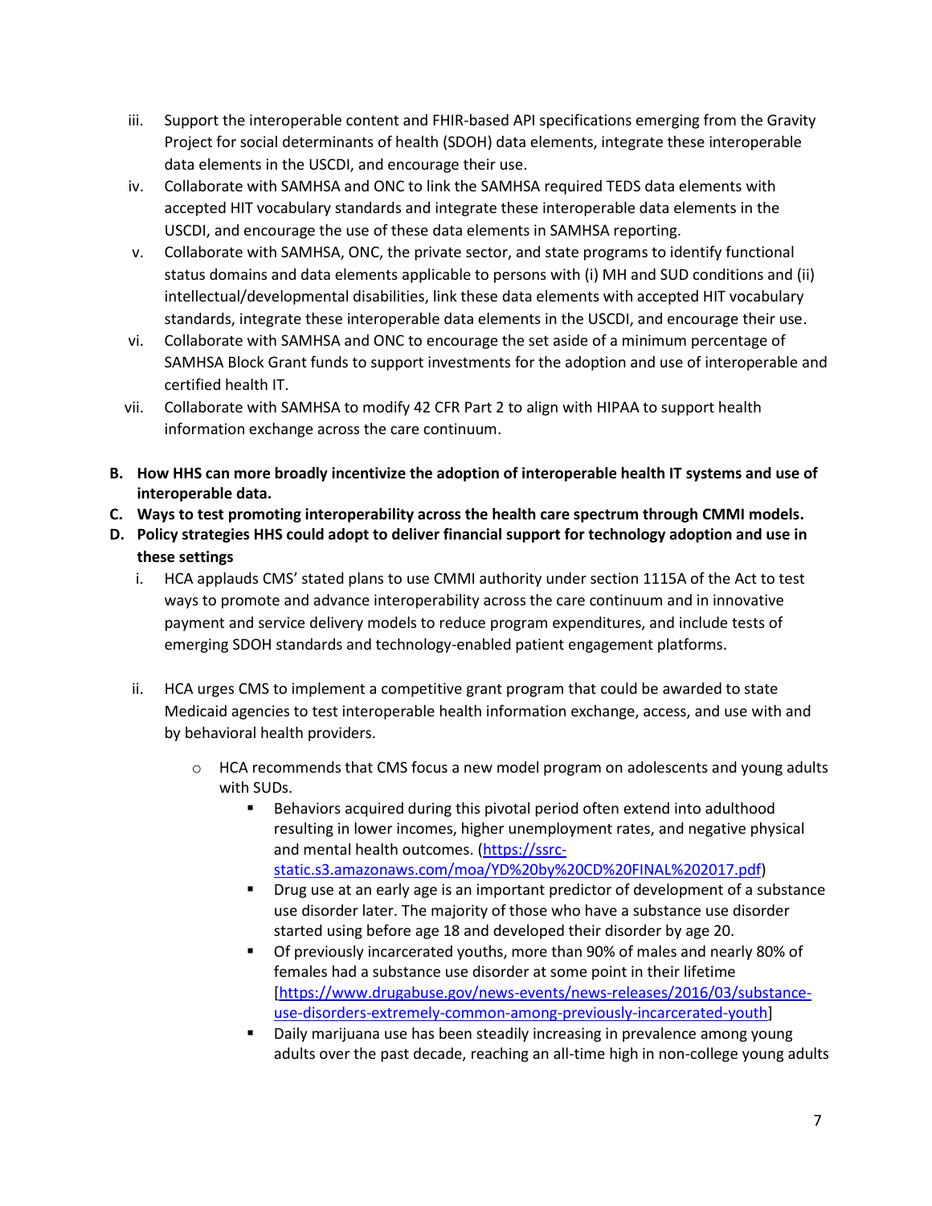iii. Support the interoperable content and FHIR-based API specifications emerging from the Gravity Project for social determinants of health (SDOH) data elements, integrate these interoperable data elements in the USCDI, and encourage their use.

iv. Collaborate with SAMHSA and ONC to link the SAMHSA required TEDS data elements with accepted HIT vocabulary standards and integrate these interoperable data elements in the USCDI, and encourage the use of these data elements in SAMHSA reporting.

v. Collaborate with SAMHSA, ONC, the private sector, and state programs to identify functional status domains and data elements applicable to persons with (i) MH and SUD conditions and (ii) intellectual/developmental disabilities, link these data elements with accepted HIT vocabulary standards, integrate these interoperable data elements in the USCDI, and encourage their use.

vi. Collaborate with SAMHSA and ONC to encourage the set aside of a minimum percentage of SAMHSA Block Grant funds to support investments for the adoption and use of interoperable and certified health IT.

vii. Collaborate with SAMHSA to modify 42 CFR Part 2 to align with HIPAA to support health information exchange across the care continuum.

**B. How HHS can more broadly incentivize the adoption of interoperable health IT systems and use of interoperable data.**

**C. Ways to test promoting interoperability across the health care spectrum through CMMI models.**

**D. Policy strategies HHS could adopt to deliver financial support for technology adoption and use in these settings**

i. HCA applauds CMS' stated plans to use CMMI authority under section 1115A of the Act to test ways to promote and advance interoperability across the care continuum and in innovative payment and service delivery models to reduce program expenditures, and include tests of emerging SDOH standards and technology-enabled patient engagement platforms.

ii. HCA urges CMS to implement a competitive grant program that could be awarded to state Medicaid agencies to test interoperable health information exchange, access, and use with and by behavioral health providers.

- HCA recommends that CMS focus a new model program on adolescents and young adults with SUDs.
  - Behaviors acquired during this pivotal period often extend into adulthood resulting in lower incomes, higher unemployment rates, and negative physical and mental health outcomes. (https://ssrc-static.s3.amazonaws.com/moa/YD%20by%20CD%20FINAL%202017.pdf)
  - Drug use at an early age is an important predictor of development of a substance use disorder later. The majority of those who have a substance use disorder started using before age 18 and developed their disorder by age 20.
  - Of previously incarcerated youths, more than 90% of males and nearly 80% of females had a substance use disorder at some point in their lifetime [https://www.drugabuse.gov/news-events/news-releases/2016/03/substance-use-disorders-extremely-common-among-previously-incarcerated-youth]
  - Daily marijuana use has been steadily increasing in prevalence among young adults over the past decade, reaching an all-time high in non-college young adults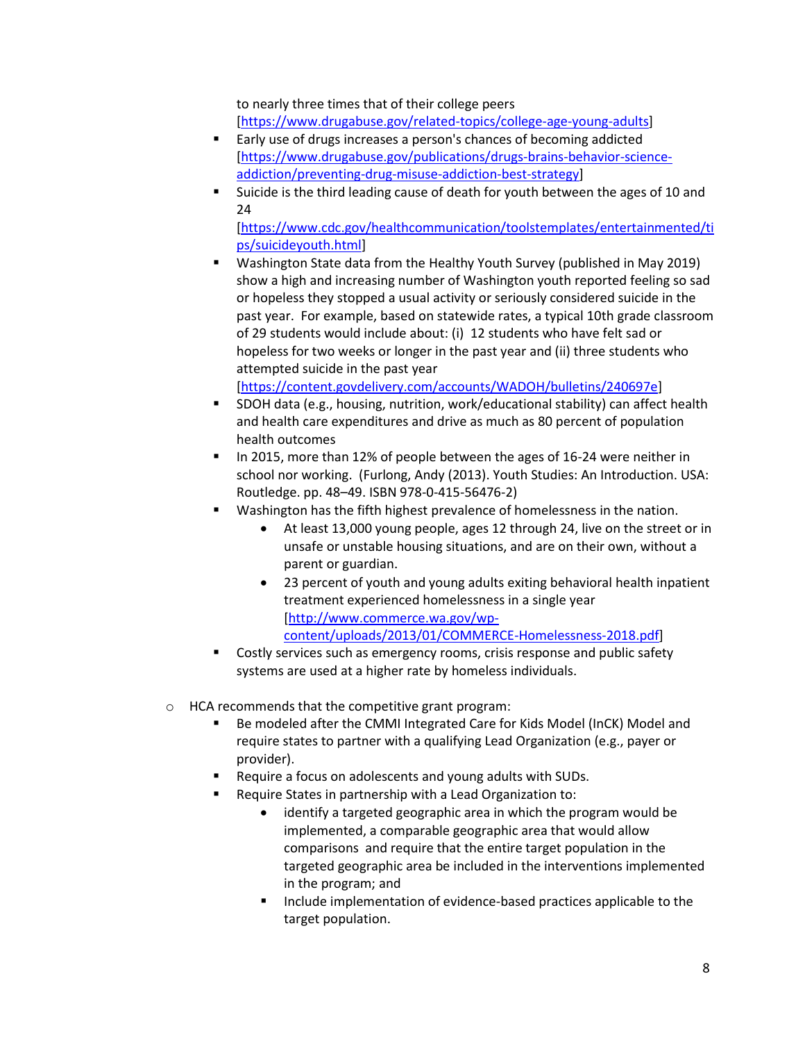to nearly three times that of their college peers [https://www.drugabuse.gov/related-topics/college-age-young-adults]

- Early use of drugs increases a person's chances of becoming addicted [https://www.drugabuse.gov/publications/drugs-brains-behavior-science-addiction/preventing-drug-misuse-addiction-best-strategy]
- Suicide is the third leading cause of death for youth between the ages of 10 and 24 [https://www.cdc.gov/healthcommunication/toolstemplates/entertainmented/tips/suicideyouth.html]
- Washington State data from the Healthy Youth Survey (published in May 2019) show a high and increasing number of Washington youth reported feeling so sad or hopeless they stopped a usual activity or seriously considered suicide in the past year. For example, based on statewide rates, a typical 10th grade classroom of 29 students would include about: (i) 12 students who have felt sad or hopeless for two weeks or longer in the past year and (ii) three students who attempted suicide in the past year [https://content.govdelivery.com/accounts/WADOH/bulletins/240697e]
- SDOH data (e.g., housing, nutrition, work/educational stability) can affect health and health care expenditures and drive as much as 80 percent of population health outcomes
- In 2015, more than 12% of people between the ages of 16-24 were neither in school nor working. (Furlong, Andy (2013). Youth Studies: An Introduction. USA: Routledge. pp. 48–49. ISBN 978-0-415-56476-2)
- Washington has the fifth highest prevalence of homelessness in the nation.
  - At least 13,000 young people, ages 12 through 24, live on the street or in unsafe or unstable housing situations, and are on their own, without a parent or guardian.
  - 23 percent of youth and young adults exiting behavioral health inpatient treatment experienced homelessness in a single year [http://www.commerce.wa.gov/wp-content/uploads/2013/01/COMMERCE-Homelessness-2018.pdf]
- Costly services such as emergency rooms, crisis response and public safety systems are used at a higher rate by homeless individuals.

- HCA recommends that the competitive grant program:
  - Be modeled after the CMMI Integrated Care for Kids Model (InCK) Model and require states to partner with a qualifying Lead Organization (e.g., payer or provider).
  - Require a focus on adolescents and young adults with SUDs.
  - Require States in partnership with a Lead Organization to:
    - identify a targeted geographic area in which the program would be implemented, a comparable geographic area that would allow comparisons and require that the entire target population in the targeted geographic area be included in the interventions implemented in the program; and
    - Include implementation of evidence-based practices applicable to the target population.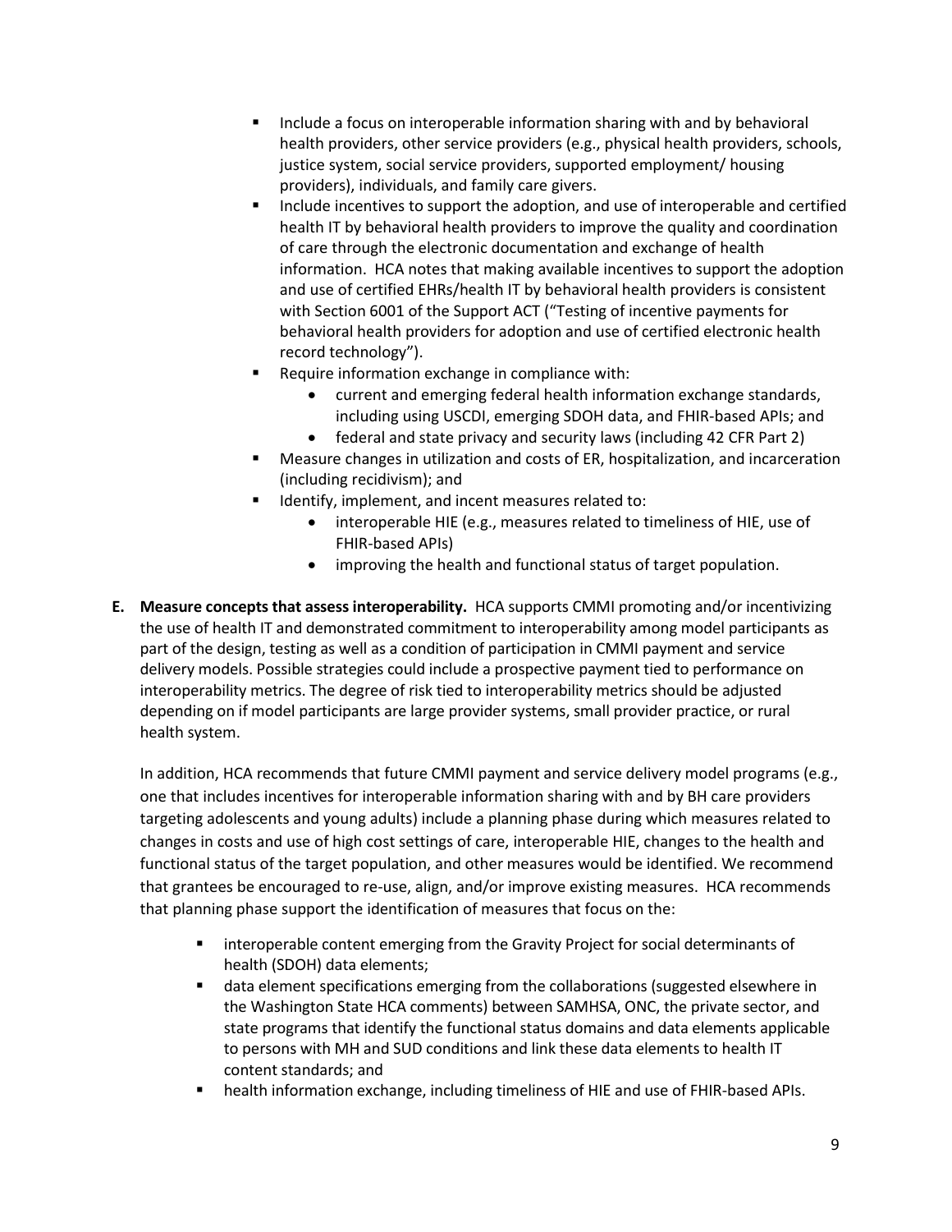- Include a focus on interoperable information sharing with and by behavioral health providers, other service providers (e.g., physical health providers, schools, justice system, social service providers, supported employment/ housing providers), individuals, and family care givers.
- Include incentives to support the adoption, and use of interoperable and certified health IT by behavioral health providers to improve the quality and coordination of care through the electronic documentation and exchange of health information. HCA notes that making available incentives to support the adoption and use of certified EHRs/health IT by behavioral health providers is consistent with Section 6001 of the Support ACT ("Testing of incentive payments for behavioral health providers for adoption and use of certified electronic health record technology").
- Require information exchange in compliance with:
  - current and emerging federal health information exchange standards, including using USCDI, emerging SDOH data, and FHIR-based APIs; and
  - federal and state privacy and security laws (including 42 CFR Part 2)
- Measure changes in utilization and costs of ER, hospitalization, and incarceration (including recidivism); and
- Identify, implement, and incent measures related to:
  - interoperable HIE (e.g., measures related to timeliness of HIE, use of FHIR-based APIs)
  - improving the health and functional status of target population.

**E. Measure concepts that assess interoperability.** HCA supports CMMI promoting and/or incentivizing the use of health IT and demonstrated commitment to interoperability among model participants as part of the design, testing as well as a condition of participation in CMMI payment and service delivery models. Possible strategies could include a prospective payment tied to performance on interoperability metrics. The degree of risk tied to interoperability metrics should be adjusted depending on if model participants are large provider systems, small provider practice, or rural health system.

In addition, HCA recommends that future CMMI payment and service delivery model programs (e.g., one that includes incentives for interoperable information sharing with and by BH care providers targeting adolescents and young adults) include a planning phase during which measures related to changes in costs and use of high cost settings of care, interoperable HIE, changes to the health and functional status of the target population, and other measures would be identified. We recommend that grantees be encouraged to re-use, align, and/or improve existing measures. HCA recommends that planning phase support the identification of measures that focus on the:

- interoperable content emerging from the Gravity Project for social determinants of health (SDOH) data elements;
- data element specifications emerging from the collaborations (suggested elsewhere in the Washington State HCA comments) between SAMHSA, ONC, the private sector, and state programs that identify the functional status domains and data elements applicable to persons with MH and SUD conditions and link these data elements to health IT content standards; and
- health information exchange, including timeliness of HIE and use of FHIR-based APIs.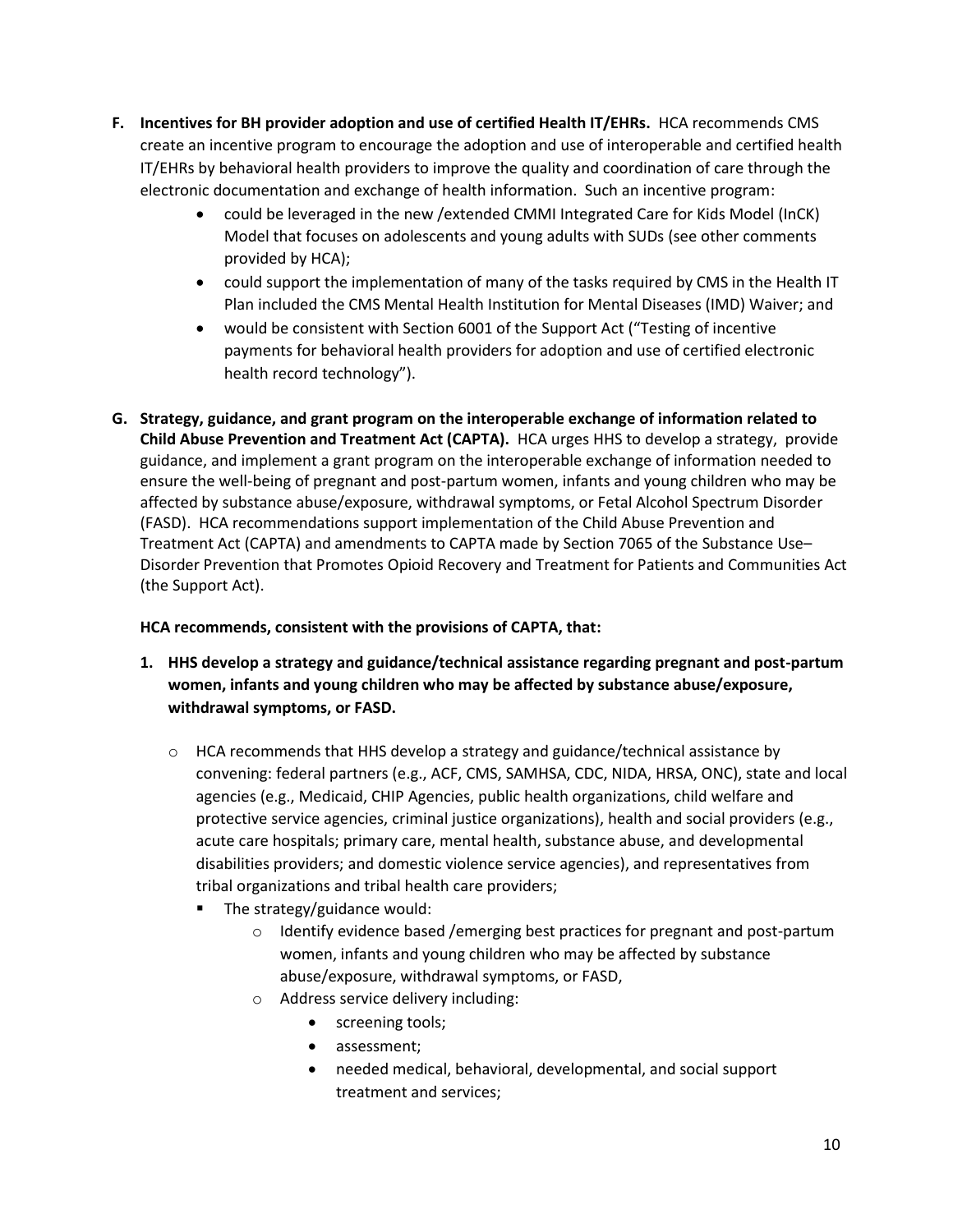**F. Incentives for BH provider adoption and use of certified Health IT/EHRs.** HCA recommends CMS create an incentive program to encourage the adoption and use of interoperable and certified health IT/EHRs by behavioral health providers to improve the quality and coordination of care through the electronic documentation and exchange of health information. Such an incentive program:

- could be leveraged in the new /extended CMMI Integrated Care for Kids Model (InCK) Model that focuses on adolescents and young adults with SUDs (see other comments provided by HCA);
- could support the implementation of many of the tasks required by CMS in the Health IT Plan included the CMS Mental Health Institution for Mental Diseases (IMD) Waiver; and
- would be consistent with Section 6001 of the Support Act ("Testing of incentive payments for behavioral health providers for adoption and use of certified electronic health record technology").

**G. Strategy, guidance, and grant program on the interoperable exchange of information related to Child Abuse Prevention and Treatment Act (CAPTA).** HCA urges HHS to develop a strategy, provide guidance, and implement a grant program on the interoperable exchange of information needed to ensure the well-being of pregnant and post-partum women, infants and young children who may be affected by substance abuse/exposure, withdrawal symptoms, or Fetal Alcohol Spectrum Disorder (FASD). HCA recommendations support implementation of the Child Abuse Prevention and Treatment Act (CAPTA) and amendments to CAPTA made by Section 7065 of the Substance Use–Disorder Prevention that Promotes Opioid Recovery and Treatment for Patients and Communities Act (the Support Act).

**HCA recommends, consistent with the provisions of CAPTA, that:**

1. **HHS develop a strategy and guidance/technical assistance regarding pregnant and post-partum women, infants and young children who may be affected by substance abuse/exposure, withdrawal symptoms, or FASD.**
   - HCA recommends that HHS develop a strategy and guidance/technical assistance by convening: federal partners (e.g., ACF, CMS, SAMHSA, CDC, NIDA, HRSA, ONC), state and local agencies (e.g., Medicaid, CHIP Agencies, public health organizations, child welfare and protective service agencies, criminal justice organizations), health and social providers (e.g., acute care hospitals; primary care, mental health, substance abuse, and developmental disabilities providers; and domestic violence service agencies), and representatives from tribal organizations and tribal health care providers;
     - The strategy/guidance would:
       - Identify evidence based /emerging best practices for pregnant and post-partum women, infants and young children who may be affected by substance abuse/exposure, withdrawal symptoms, or FASD,
       - Address service delivery including:
         - screening tools;
         - assessment;
         - needed medical, behavioral, developmental, and social support treatment and services;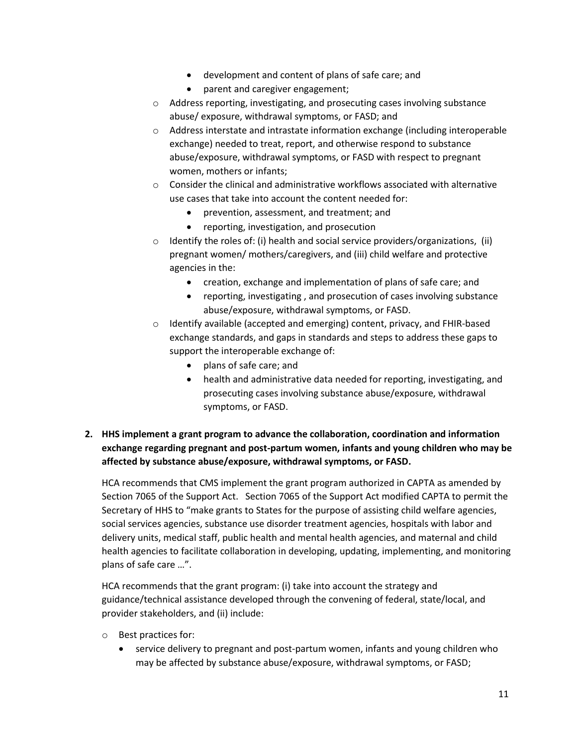- development and content of plans of safe care; and
    - parent and caregiver engagement;
  - Address reporting, investigating, and prosecuting cases involving substance abuse/ exposure, withdrawal symptoms, or FASD; and
  - Address interstate and intrastate information exchange (including interoperable exchange) needed to treat, report, and otherwise respond to substance abuse/exposure, withdrawal symptoms, or FASD with respect to pregnant women, mothers or infants;
  - Consider the clinical and administrative workflows associated with alternative use cases that take into account the content needed for:
    - prevention, assessment, and treatment; and
    - reporting, investigation, and prosecution
  - Identify the roles of: (i) health and social service providers/organizations, (ii) pregnant women/ mothers/caregivers, and (iii) child welfare and protective agencies in the:
    - creation, exchange and implementation of plans of safe care; and
    - reporting, investigating , and prosecution of cases involving substance abuse/exposure, withdrawal symptoms, or FASD.
  - Identify available (accepted and emerging) content, privacy, and FHIR-based exchange standards, and gaps in standards and steps to address these gaps to support the interoperable exchange of:
    - plans of safe care; and
    - health and administrative data needed for reporting, investigating, and prosecuting cases involving substance abuse/exposure, withdrawal symptoms, or FASD.

**2. HHS implement a grant program to advance the collaboration, coordination and information exchange regarding pregnant and post-partum women, infants and young children who may be affected by substance abuse/exposure, withdrawal symptoms, or FASD.**

HCA recommends that CMS implement the grant program authorized in CAPTA as amended by Section 7065 of the Support Act. Section 7065 of the Support Act modified CAPTA to permit the Secretary of HHS to "make grants to States for the purpose of assisting child welfare agencies, social services agencies, substance use disorder treatment agencies, hospitals with labor and delivery units, medical staff, public health and mental health agencies, and maternal and child health agencies to facilitate collaboration in developing, updating, implementing, and monitoring plans of safe care …".

HCA recommends that the grant program: (i) take into account the strategy and guidance/technical assistance developed through the convening of federal, state/local, and provider stakeholders, and (ii) include:

- Best practices for:
  - service delivery to pregnant and post-partum women, infants and young children who may be affected by substance abuse/exposure, withdrawal symptoms, or FASD;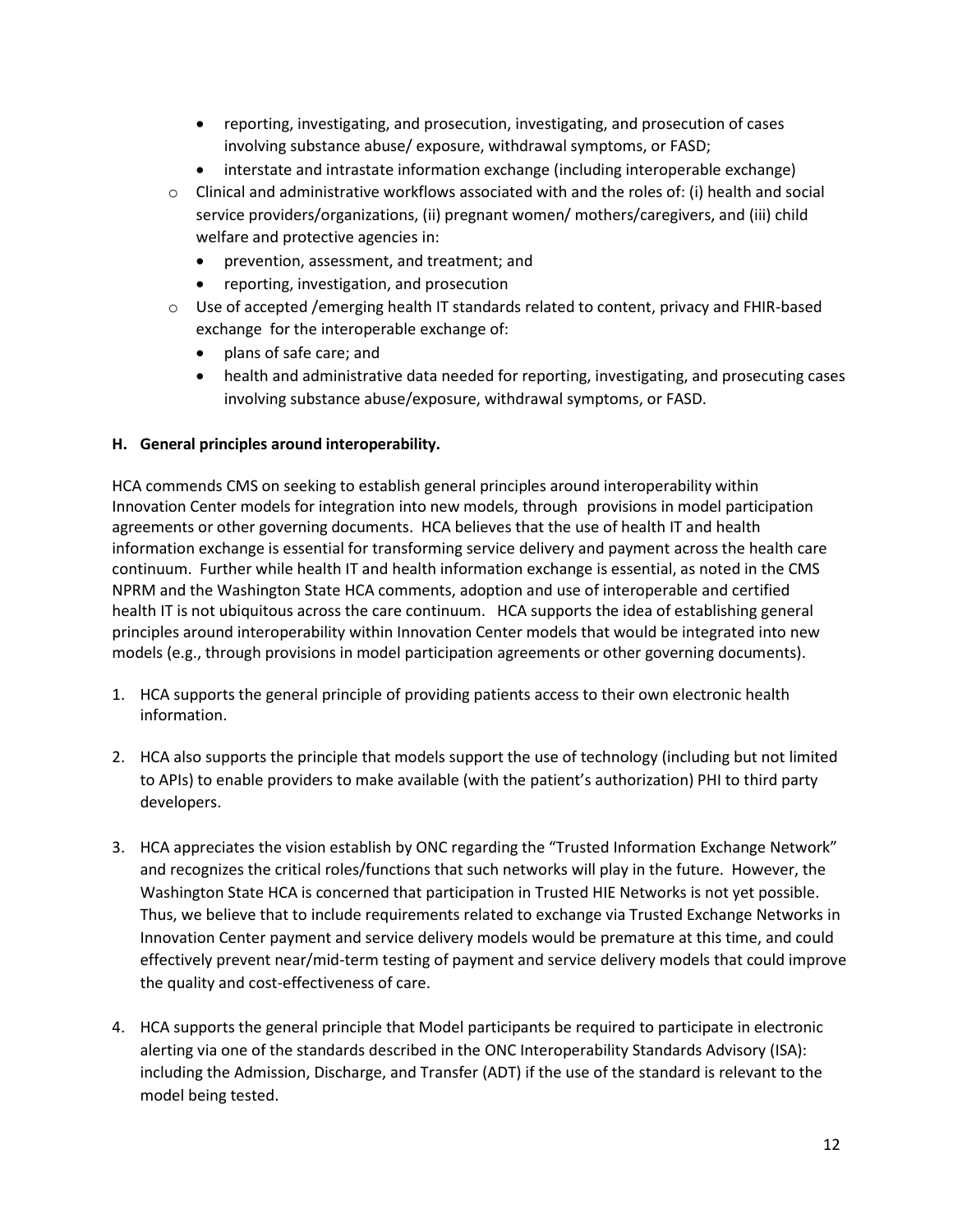- reporting, investigating, and prosecution, investigating, and prosecution of cases involving substance abuse/ exposure, withdrawal symptoms, or FASD;
- interstate and intrastate information exchange (including interoperable exchange)

- Clinical and administrative workflows associated with and the roles of: (i) health and social service providers/organizations, (ii) pregnant women/ mothers/caregivers, and (iii) child welfare and protective agencies in:
  - prevention, assessment, and treatment; and
  - reporting, investigation, and prosecution
- Use of accepted /emerging health IT standards related to content, privacy and FHIR-based exchange for the interoperable exchange of:
  - plans of safe care; and
  - health and administrative data needed for reporting, investigating, and prosecuting cases involving substance abuse/exposure, withdrawal symptoms, or FASD.

**H. General principles around interoperability.**

HCA commends CMS on seeking to establish general principles around interoperability within Innovation Center models for integration into new models, through provisions in model participation agreements or other governing documents. HCA believes that the use of health IT and health information exchange is essential for transforming service delivery and payment across the health care continuum. Further while health IT and health information exchange is essential, as noted in the CMS NPRM and the Washington State HCA comments, adoption and use of interoperable and certified health IT is not ubiquitous across the care continuum. HCA supports the idea of establishing general principles around interoperability within Innovation Center models that would be integrated into new models (e.g., through provisions in model participation agreements or other governing documents).

1. HCA supports the general principle of providing patients access to their own electronic health information.

2. HCA also supports the principle that models support the use of technology (including but not limited to APIs) to enable providers to make available (with the patient's authorization) PHI to third party developers.

3. HCA appreciates the vision establish by ONC regarding the "Trusted Information Exchange Network" and recognizes the critical roles/functions that such networks will play in the future. However, the Washington State HCA is concerned that participation in Trusted HIE Networks is not yet possible. Thus, we believe that to include requirements related to exchange via Trusted Exchange Networks in Innovation Center payment and service delivery models would be premature at this time, and could effectively prevent near/mid-term testing of payment and service delivery models that could improve the quality and cost-effectiveness of care.

4. HCA supports the general principle that Model participants be required to participate in electronic alerting via one of the standards described in the ONC Interoperability Standards Advisory (ISA): including the Admission, Discharge, and Transfer (ADT) if the use of the standard is relevant to the model being tested.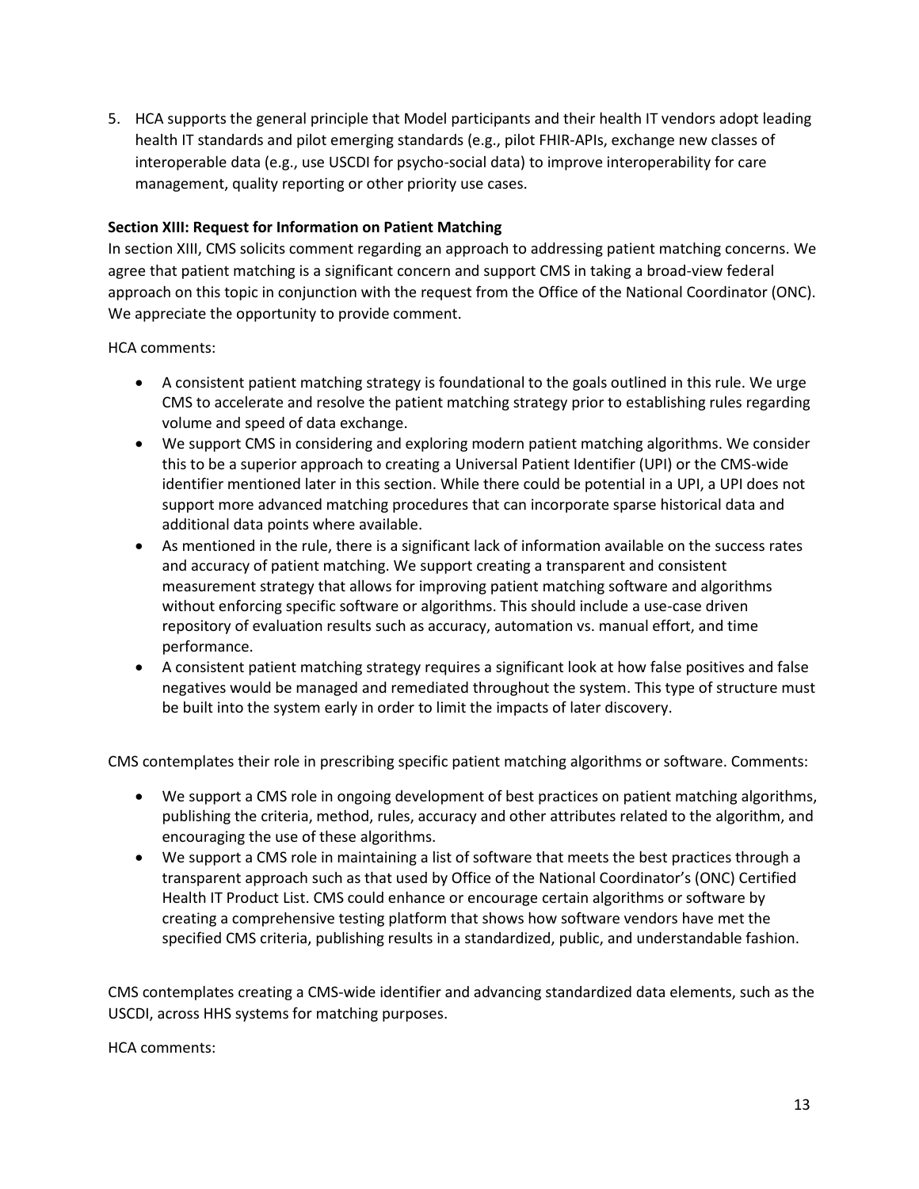5. HCA supports the general principle that Model participants and their health IT vendors adopt leading health IT standards and pilot emerging standards (e.g., pilot FHIR-APIs, exchange new classes of interoperable data (e.g., use USCDI for psycho-social data) to improve interoperability for care management, quality reporting or other priority use cases.

**Section XIII: Request for Information on Patient Matching**

In section XIII, CMS solicits comment regarding an approach to addressing patient matching concerns. We agree that patient matching is a significant concern and support CMS in taking a broad-view federal approach on this topic in conjunction with the request from the Office of the National Coordinator (ONC). We appreciate the opportunity to provide comment.

HCA comments:

- A consistent patient matching strategy is foundational to the goals outlined in this rule. We urge CMS to accelerate and resolve the patient matching strategy prior to establishing rules regarding volume and speed of data exchange.
- We support CMS in considering and exploring modern patient matching algorithms. We consider this to be a superior approach to creating a Universal Patient Identifier (UPI) or the CMS-wide identifier mentioned later in this section. While there could be potential in a UPI, a UPI does not support more advanced matching procedures that can incorporate sparse historical data and additional data points where available.
- As mentioned in the rule, there is a significant lack of information available on the success rates and accuracy of patient matching. We support creating a transparent and consistent measurement strategy that allows for improving patient matching software and algorithms without enforcing specific software or algorithms. This should include a use-case driven repository of evaluation results such as accuracy, automation vs. manual effort, and time performance.
- A consistent patient matching strategy requires a significant look at how false positives and false negatives would be managed and remediated throughout the system. This type of structure must be built into the system early in order to limit the impacts of later discovery.

CMS contemplates their role in prescribing specific patient matching algorithms or software. Comments:

- We support a CMS role in ongoing development of best practices on patient matching algorithms, publishing the criteria, method, rules, accuracy and other attributes related to the algorithm, and encouraging the use of these algorithms.
- We support a CMS role in maintaining a list of software that meets the best practices through a transparent approach such as that used by Office of the National Coordinator's (ONC) Certified Health IT Product List. CMS could enhance or encourage certain algorithms or software by creating a comprehensive testing platform that shows how software vendors have met the specified CMS criteria, publishing results in a standardized, public, and understandable fashion.

CMS contemplates creating a CMS-wide identifier and advancing standardized data elements, such as the USCDI, across HHS systems for matching purposes.

HCA comments: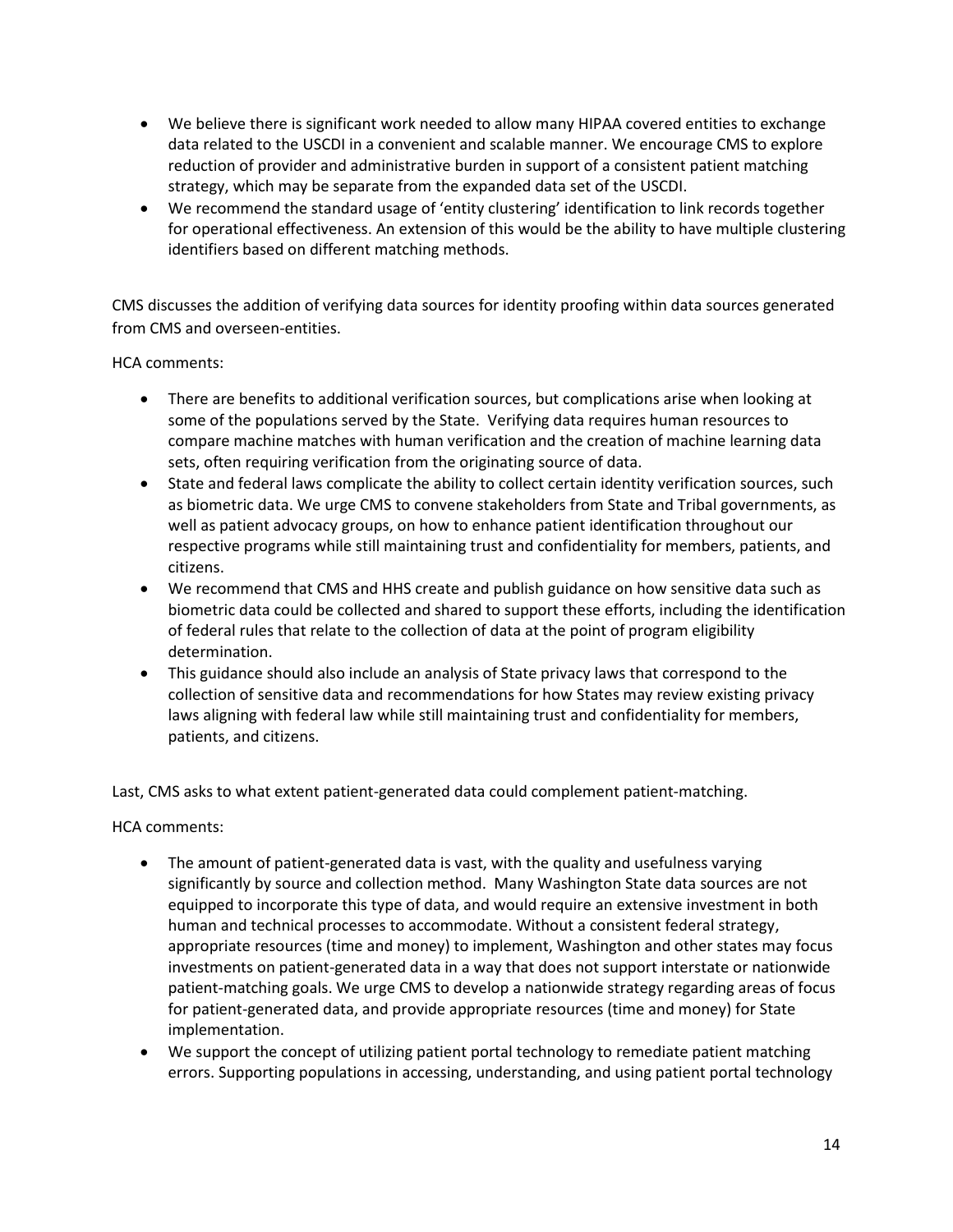- We believe there is significant work needed to allow many HIPAA covered entities to exchange data related to the USCDI in a convenient and scalable manner. We encourage CMS to explore reduction of provider and administrative burden in support of a consistent patient matching strategy, which may be separate from the expanded data set of the USCDI.
- We recommend the standard usage of 'entity clustering' identification to link records together for operational effectiveness. An extension of this would be the ability to have multiple clustering identifiers based on different matching methods.

CMS discusses the addition of verifying data sources for identity proofing within data sources generated from CMS and overseen-entities.

HCA comments:

- There are benefits to additional verification sources, but complications arise when looking at some of the populations served by the State. Verifying data requires human resources to compare machine matches with human verification and the creation of machine learning data sets, often requiring verification from the originating source of data.
- State and federal laws complicate the ability to collect certain identity verification sources, such as biometric data. We urge CMS to convene stakeholders from State and Tribal governments, as well as patient advocacy groups, on how to enhance patient identification throughout our respective programs while still maintaining trust and confidentiality for members, patients, and citizens.
- We recommend that CMS and HHS create and publish guidance on how sensitive data such as biometric data could be collected and shared to support these efforts, including the identification of federal rules that relate to the collection of data at the point of program eligibility determination.
- This guidance should also include an analysis of State privacy laws that correspond to the collection of sensitive data and recommendations for how States may review existing privacy laws aligning with federal law while still maintaining trust and confidentiality for members, patients, and citizens.

Last, CMS asks to what extent patient-generated data could complement patient-matching.

HCA comments:

- The amount of patient-generated data is vast, with the quality and usefulness varying significantly by source and collection method. Many Washington State data sources are not equipped to incorporate this type of data, and would require an extensive investment in both human and technical processes to accommodate. Without a consistent federal strategy, appropriate resources (time and money) to implement, Washington and other states may focus investments on patient-generated data in a way that does not support interstate or nationwide patient-matching goals. We urge CMS to develop a nationwide strategy regarding areas of focus for patient-generated data, and provide appropriate resources (time and money) for State implementation.
- We support the concept of utilizing patient portal technology to remediate patient matching errors. Supporting populations in accessing, understanding, and using patient portal technology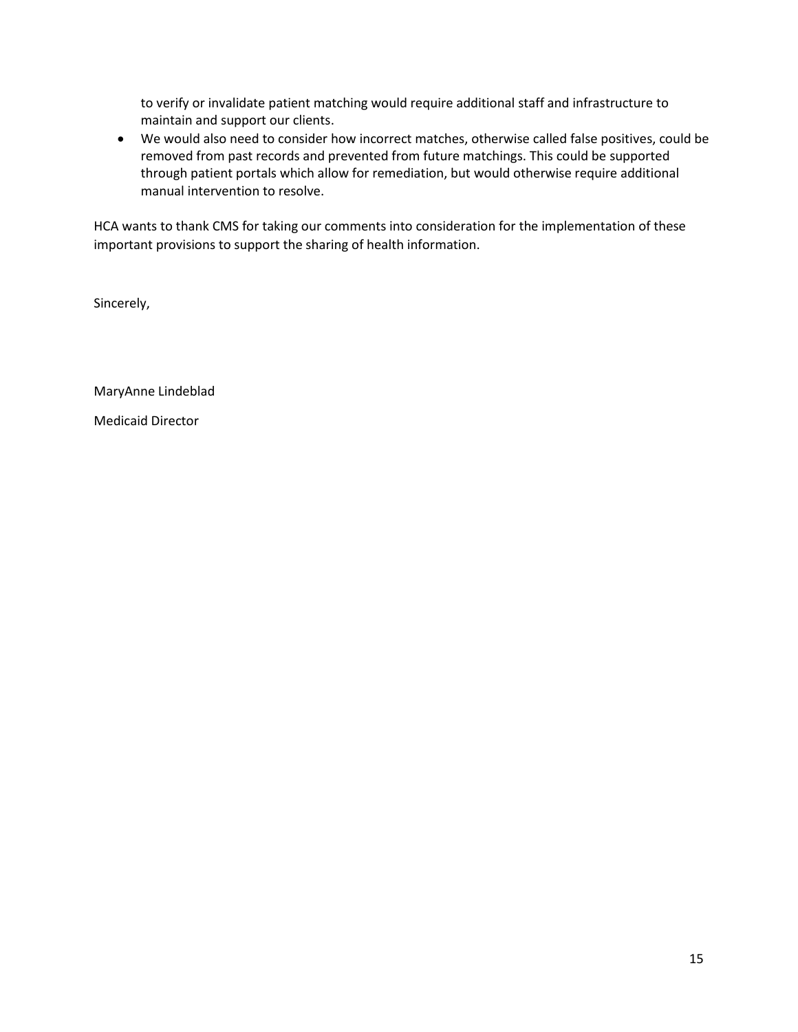to verify or invalidate patient matching would require additional staff and infrastructure to maintain and support our clients.

- We would also need to consider how incorrect matches, otherwise called false positives, could be removed from past records and prevented from future matchings. This could be supported through patient portals which allow for remediation, but would otherwise require additional manual intervention to resolve.

HCA wants to thank CMS for taking our comments into consideration for the implementation of these important provisions to support the sharing of health information.

Sincerely,

MaryAnne Lindeblad

Medicaid Director